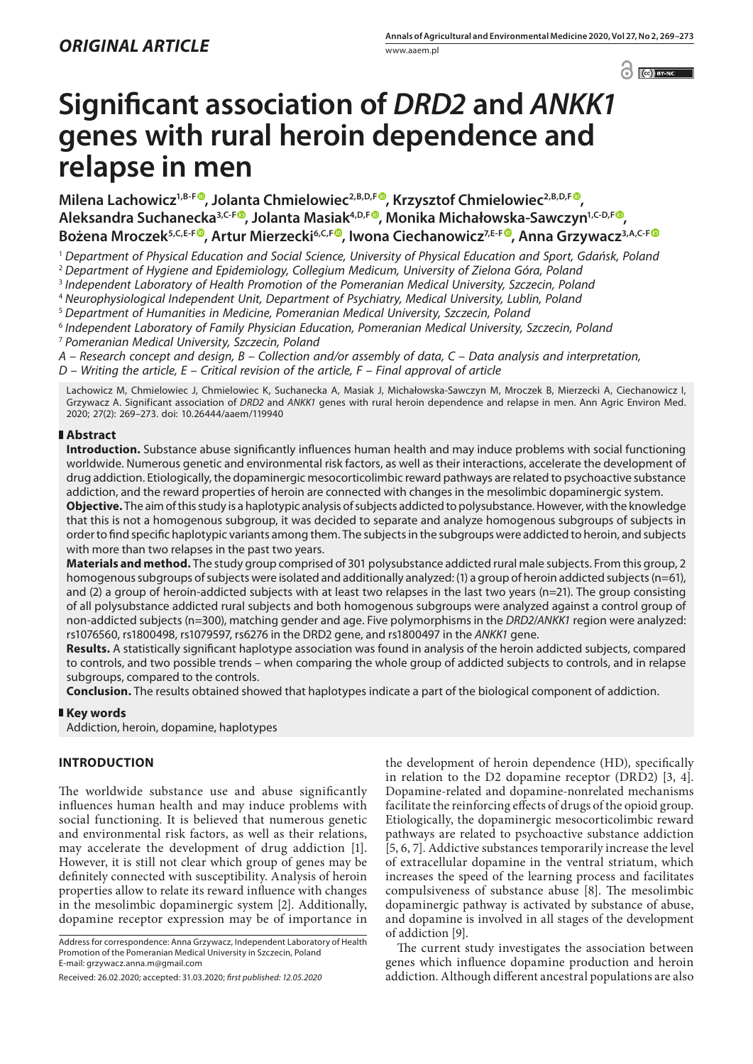*ORIGINAL ARTICLE*

# Significant association of *DRD2* and *ANKK1* genes with rural heroin dependence and relapse in men

**Milena Lachowicz[1,B-F], Jolanta Chmielowiec[2,B,D,F], Krzysztof Chmielowiec[2,B,D,F], Aleksandra Suchanecka[3,C-F], Jolanta Masiak[4,D,F], Monika Michałowska-Sawczyn[1,C-D,F], Bożena Mroczek[5,C,E-F], Artur Mierzecki[6,C,F], Iwona Ciechanowicz[7,E-F], Anna Grzywacz[3,A,C-F]**

[1] *Department of Physical Education and Social Science, University of Physical Education and Sport, Gdańsk, Poland*
[2] *Department of Hygiene and Epidemiology, Collegium Medicum, University of Zielona Góra, Poland*
[3] *Independent Laboratory of Health Promotion of the Pomeranian Medical University, Szczecin, Poland*
[4] *Neurophysiological Independent Unit, Department of Psychiatry, Medical University, Lublin, Poland*
[5] *Department of Humanities in Medicine, Pomeranian Medical University, Szczecin, Poland*
[6] *Independent Laboratory of Family Physician Education, Pomeranian Medical University, Szczecin, Poland*
[7] *Pomeranian Medical University, Szczecin, Poland*

*A – Research concept and design, B – Collection and/or assembly of data, C – Data analysis and interpretation, D – Writing the article, E – Critical revision of the article, F – Final approval of article*

Lachowicz M, Chmielowiec J, Chmielowiec K, Suchanecka A, Masiak J, Michałowska-Sawczyn M, Mroczek B, Mierzecki A, Ciechanowicz I, Grzywacz A. Significant association of *DRD2* and *ANKK1* genes with rural heroin dependence and relapse in men. Ann Agric Environ Med. 2020; 27(2): 269–273. doi: 10.26444/aaem/119940

## Abstract

**Introduction.** Substance abuse significantly influences human health and may induce problems with social functioning worldwide. Numerous genetic and environmental risk factors, as well as their interactions, accelerate the development of drug addiction. Etiologically, the dopaminergic mesocorticolimbic reward pathways are related to psychoactive substance addiction, and the reward properties of heroin are connected with changes in the mesolimbic dopaminergic system.

**Objective.** The aim of this study is a haplotypic analysis of subjects addicted to polysubstance. However, with the knowledge that this is not a homogenous subgroup, it was decided to separate and analyze homogenous subgroups of subjects in order to find specific haplotypic variants among them. The subjects in the subgroups were addicted to heroin, and subjects with more than two relapses in the past two years.

**Materials and method.** The study group comprised of 301 polysubstance addicted rural male subjects. From this group, 2 homogenous subgroups of subjects were isolated and additionally analyzed: (1) a group of heroin addicted subjects (n=61), and (2) a group of heroin-addicted subjects with at least two relapses in the last two years (n=21). The group consisting of all polysubstance addicted rural subjects and both homogenous subgroups were analyzed against a control group of non-addicted subjects (n=300), matching gender and age. Five polymorphisms in the *DRD2/ANKK1* region were analyzed: rs1076560, rs1800498, rs1079597, rs6276 in the DRD2 gene, and rs1800497 in the *ANKK1* gene.

**Results.** A statistically significant haplotype association was found in analysis of the heroin addicted subjects, compared to controls, and two possible trends – when comparing the whole group of addicted subjects to controls, and in relapse subgroups, compared to the controls.

**Conclusion.** The results obtained showed that haplotypes indicate a part of the biological component of addiction.

## Key words

Addiction, heroin, dopamine, haplotypes

## INTRODUCTION

The worldwide substance use and abuse significantly influences human health and may induce problems with social functioning. It is believed that numerous genetic and environmental risk factors, as well as their relations, may accelerate the development of drug addiction [1]. However, it is still not clear which group of genes may be definitely connected with susceptibility. Analysis of heroin properties allow to relate its reward influence with changes in the mesolimbic dopaminergic system [2]. Additionally, dopamine receptor expression may be of importance in the development of heroin dependence (HD), specifically in relation to the D2 dopamine receptor (DRD2) [3, 4]. Dopamine-related and dopamine-nonrelated mechanisms facilitate the reinforcing effects of drugs of the opioid group. Etiologically, the dopaminergic mesocorticolimbic reward pathways are related to psychoactive substance addiction [5, 6, 7]. Addictive substances temporarily increase the level of extracellular dopamine in the ventral striatum, which increases the speed of the learning process and facilitates compulsiveness of substance abuse [8]. The mesolimbic dopaminergic pathway is activated by substance of abuse, and dopamine is involved in all stages of the development of addiction [9].

The current study investigates the association between genes which influence dopamine production and heroin addiction. Although different ancestral populations are also

Address for correspondence: Anna Grzywacz, Independent Laboratory of Health Promotion of the Pomeranian Medical University in Szczecin, Poland
E-mail: grzywacz.anna.m@gmail.com

Received: 26.02.2020; accepted: 31.03.2020; *first published: 12.05.2020*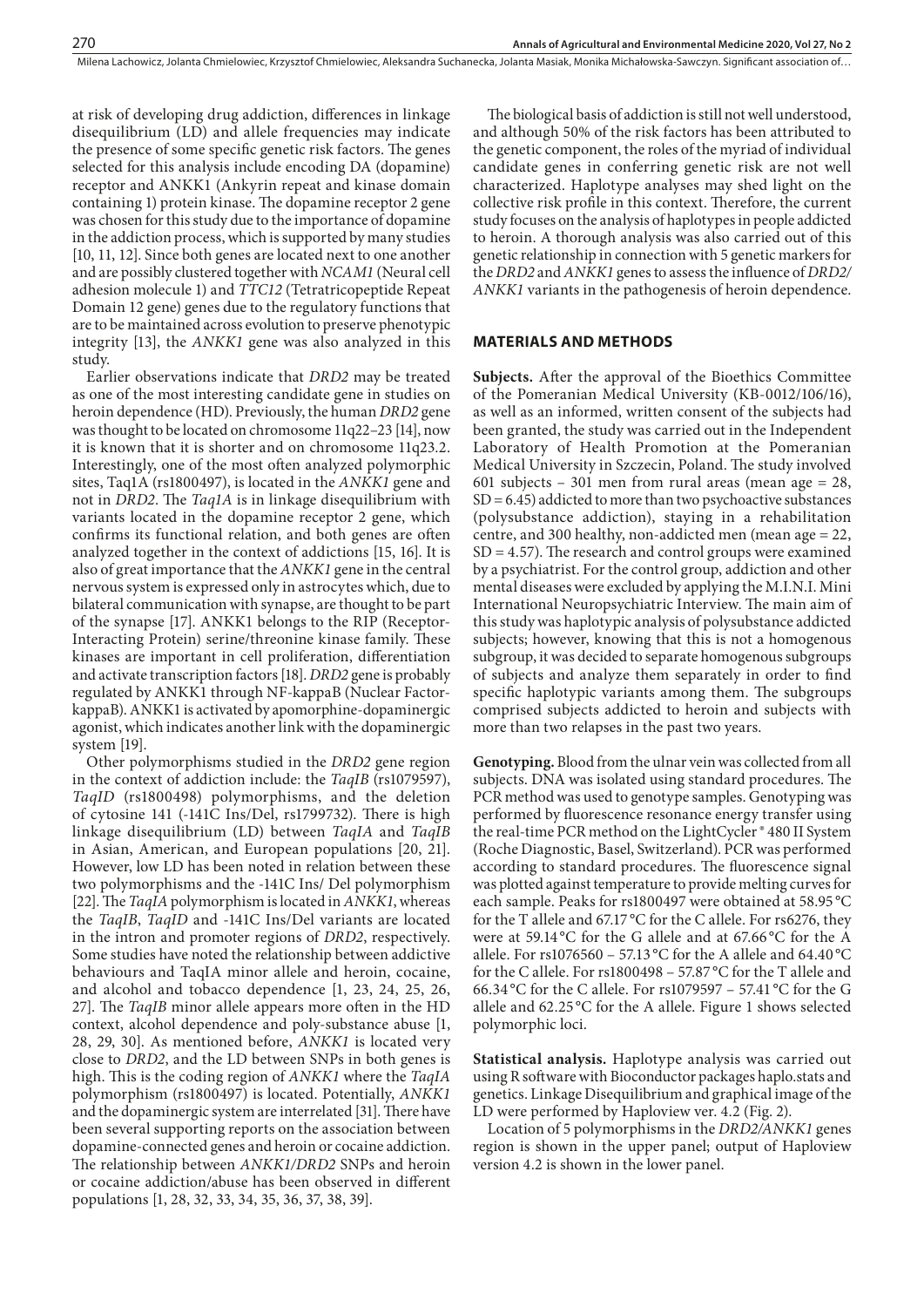at risk of developing drug addiction, differences in linkage disequilibrium (LD) and allele frequencies may indicate the presence of some specific genetic risk factors. The genes selected for this analysis include encoding DA (dopamine) receptor and ANKK1 (Ankyrin repeat and kinase domain containing 1) protein kinase. The dopamine receptor 2 gene was chosen for this study due to the importance of dopamine in the addiction process, which is supported by many studies [10, 11, 12]. Since both genes are located next to one another and are possibly clustered together with *NCAM1* (Neural cell adhesion molecule 1) and *TTC12* (Tetratricopeptide Repeat Domain 12 gene) genes due to the regulatory functions that are to be maintained across evolution to preserve phenotypic integrity [13], the *ANKK1* gene was also analyzed in this study.

Earlier observations indicate that *DRD2* may be treated as one of the most interesting candidate gene in studies on heroin dependence (HD). Previously, the human *DRD2* gene was thought to be located on chromosome 11q22–23 [14], now it is known that it is shorter and on chromosome 11q23.2. Interestingly, one of the most often analyzed polymorphic sites, Taq1A (rs1800497), is located in the *ANKK1* gene and not in *DRD2*. The *Taq1A* is in linkage disequilibrium with variants located in the dopamine receptor 2 gene, which confirms its functional relation, and both genes are often analyzed together in the context of addictions [15, 16]. It is also of great importance that the *ANKK1* gene in the central nervous system is expressed only in astrocytes which, due to bilateral communication with synapse, are thought to be part of the synapse [17]. ANKK1 belongs to the RIP (Receptor-Interacting Protein) serine/threonine kinase family. These kinases are important in cell proliferation, differentiation and activate transcription factors [18]. *DRD2* gene is probably regulated by ANKK1 through NF-kappaB (Nuclear Factor-kappaB). ANKK1 is activated by apomorphine-dopaminergic agonist, which indicates another link with the dopaminergic system [19].

Other polymorphisms studied in the *DRD2* gene region in the context of addiction include: the *TaqIB* (rs1079597), *TaqID* (rs1800498) polymorphisms, and the deletion of cytosine 141 (-141C Ins/Del, rs1799732). There is high linkage disequilibrium (LD) between *TaqIA* and *TaqIB* in Asian, American, and European populations [20, 21]. However, low LD has been noted in relation between these two polymorphisms and the -141C Ins/ Del polymorphism [22]. The *TaqIA* polymorphism is located in *ANKK1*, whereas the *TaqIB*, *TaqID* and -141C Ins/Del variants are located in the intron and promoter regions of *DRD2*, respectively. Some studies have noted the relationship between addictive behaviours and TaqIA minor allele and heroin, cocaine, and alcohol and tobacco dependence [1, 23, 24, 25, 26, 27]. The *TaqIB* minor allele appears more often in the HD context, alcohol dependence and poly-substance abuse [1, 28, 29, 30]. As mentioned before, *ANKK1* is located very close to *DRD2*, and the LD between SNPs in both genes is high. This is the coding region of *ANKK1* where the *TaqIA* polymorphism (rs1800497) is located. Potentially, *ANKK1* and the dopaminergic system are interrelated [31]. There have been several supporting reports on the association between dopamine-connected genes and heroin or cocaine addiction. The relationship between *ANKK1/DRD2* SNPs and heroin or cocaine addiction/abuse has been observed in different populations [1, 28, 32, 33, 34, 35, 36, 37, 38, 39].

The biological basis of addiction is still not well understood, and although 50% of the risk factors has been attributed to the genetic component, the roles of the myriad of individual candidate genes in conferring genetic risk are not well characterized. Haplotype analyses may shed light on the collective risk profile in this context. Therefore, the current study focuses on the analysis of haplotypes in people addicted to heroin. A thorough analysis was also carried out of this genetic relationship in connection with 5 genetic markers for the *DRD2* and *ANKK1* genes to assess the influence of *DRD2/ANKK1* variants in the pathogenesis of heroin dependence.

## MATERIALS AND METHODS

**Subjects.** After the approval of the Bioethics Committee of the Pomeranian Medical University (KB-0012/106/16), as well as an informed, written consent of the subjects had been granted, the study was carried out in the Independent Laboratory of Health Promotion at the Pomeranian Medical University in Szczecin, Poland. The study involved 601 subjects – 301 men from rural areas (mean age = 28, SD = 6.45) addicted to more than two psychoactive substances (polysubstance addiction), staying in a rehabilitation centre, and 300 healthy, non-addicted men (mean age = 22, SD = 4.57). The research and control groups were examined by a psychiatrist. For the control group, addiction and other mental diseases were excluded by applying the M.I.N.I. Mini International Neuropsychiatric Interview. The main aim of this study was haplotypic analysis of polysubstance addicted subjects; however, knowing that this is not a homogenous subgroup, it was decided to separate homogenous subgroups of subjects and analyze them separately in order to find specific haplotypic variants among them. The subgroups comprised subjects addicted to heroin and subjects with more than two relapses in the past two years.

**Genotyping.** Blood from the ulnar vein was collected from all subjects. DNA was isolated using standard procedures. The PCR method was used to genotype samples. Genotyping was performed by fluorescence resonance energy transfer using the real-time PCR method on the LightCycler® 480 II System (Roche Diagnostic, Basel, Switzerland). PCR was performed according to standard procedures. The fluorescence signal was plotted against temperature to provide melting curves for each sample. Peaks for rs1800497 were obtained at 58.95 °C for the T allele and 67.17 °C for the C allele. For rs6276, they were at 59.14 °C for the G allele and at 67.66 °C for the A allele. For rs1076560 – 57.13 °C for the A allele and 64.40 °C for the C allele. For rs1800498 – 57.87 °C for the T allele and 66.34 °C for the C allele. For rs1079597 – 57.41 °C for the G allele and 62.25 °C for the A allele. Figure 1 shows selected polymorphic loci.

**Statistical analysis.** Haplotype analysis was carried out using R software with Bioconductor packages haplo.stats and genetics. Linkage Disequilibrium and graphical image of the LD were performed by Haploview ver. 4.2 (Fig. 2).

Location of 5 polymorphisms in the *DRD2/ANKK1* genes region is shown in the upper panel; output of Haploview version 4.2 is shown in the lower panel.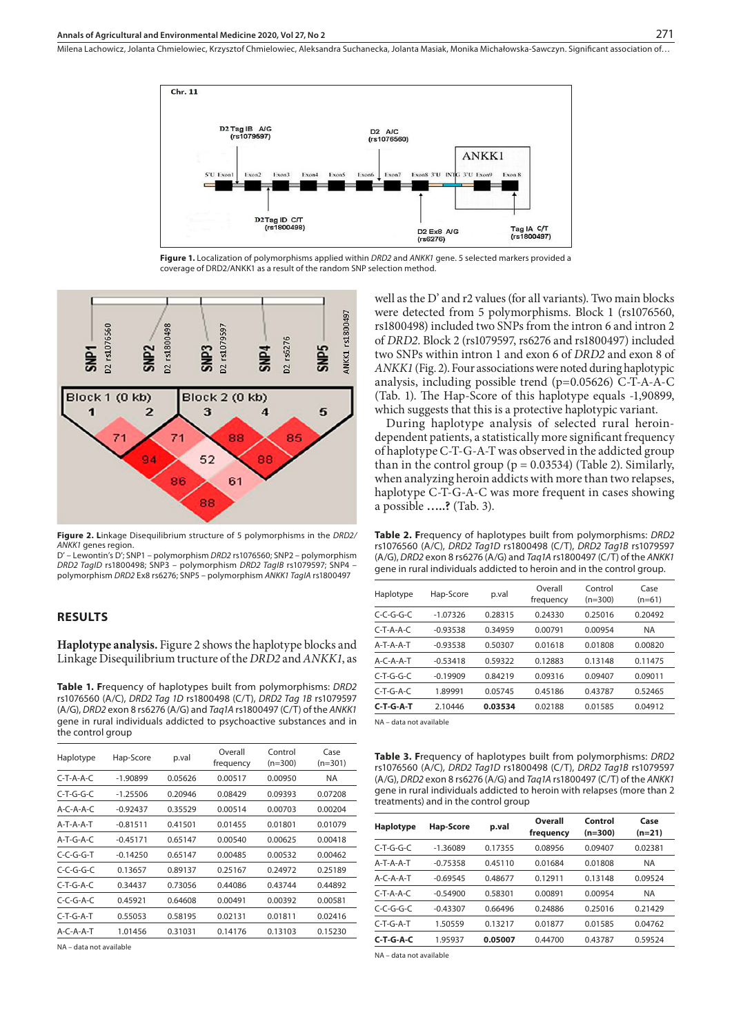**Figure 1.** Localization of polymorphisms applied within *DRD2* and *ANKK1* gene. 5 selected markers provided a coverage of DRD2/ANKK1 as a result of the random SNP selection method.

**Figure 2. L**inkage Disequilibrium structure of 5 polymorphisms in the *DRD2/ANKK1* genes region.
D' – Lewontin's D'; SNP1 – polymorphism *DRD2* rs1076560; SNP2 – polymorphism *DRD2 TagID* rs1800498; SNP3 – polymorphism *DRD2 TagIB* rs1079597; SNP4 – polymorphism *DRD2* Ex8 rs6276; SNP5 – polymorphism *ANKK1 TagIA* rs1800497

## RESULTS

**Haplotype analysis.** Figure 2 shows the haplotype blocks and Linkage Disequilibrium structure of the *DRD2* and *ANKK1*, as well as the D' and r2 values (for all variants). Two main blocks were detected from 5 polymorphisms. Block 1 (rs1076560, rs1800498) included two SNPs from the intron 6 and intron 2 of *DRD2*. Block 2 (rs1079597, rs6276 and rs1800497) included two SNPs within intron 1 and exon 6 of *DRD2* and exon 8 of *ANKK1* (Fig. 2). Four associations were noted during haplotypic analysis, including possible trend (p=0.05626) C-T-A-A-C (Tab. 1). The Hap-Score of this haplotype equals -1,90899, which suggests that this is a protective haplotypic variant.

**Table 1. F**requency of haplotypes built from polymorphisms: *DRD2* rs1076560 (A/C), *DRD2 Tag 1D* rs1800498 (C/T), *DRD2 Tag 1B* rs1079597 (A/G), *DRD2* exon 8 rs6276 (A/G) and *Taq1A* rs1800497 (C/T) of the *ANKK1* gene in rural individuals addicted to psychoactive substances and in the control group

| Haplotype | Hap-Score | p.val | Overall frequency | Control (n=300) | Case (n=301) |
|---|---|---|---|---|---|
| C-T-A-A-C | -1.90899 | 0.05626 | 0.00517 | 0.00950 | NA |
| C-T-G-G-C | -1.25506 | 0.20946 | 0.08429 | 0.09393 | 0.07208 |
| A-C-A-A-C | -0.92437 | 0.35529 | 0.00514 | 0.00703 | 0.00204 |
| A-T-A-A-T | -0.81511 | 0.41501 | 0.01455 | 0.01801 | 0.01079 |
| A-T-G-A-C | -0.45171 | 0.65147 | 0.00540 | 0.00625 | 0.00418 |
| C-C-G-G-T | -0.14250 | 0.65147 | 0.00485 | 0.00532 | 0.00462 |
| C-C-G-G-C | 0.13657 | 0.89137 | 0.25167 | 0.24972 | 0.25189 |
| C-T-G-A-C | 0.34437 | 0.73056 | 0.44086 | 0.43744 | 0.44892 |
| C-C-G-A-C | 0.45921 | 0.64608 | 0.00491 | 0.00392 | 0.00581 |
| C-T-G-A-T | 0.55053 | 0.58195 | 0.02131 | 0.01811 | 0.02416 |
| A-C-A-A-T | 1.01456 | 0.31031 | 0.14176 | 0.13103 | 0.15230 |

NA – data not available

During haplotype analysis of selected rural heroin-dependent patients, a statistically more significant frequency of haplotype C-T-G-A-T was observed in the addicted group than in the control group (p = 0.03534) (Table 2). Similarly, when analyzing heroin addicts with more than two relapses, haplotype C-T-G-A-C was more frequent in cases showing a possible **.....?** (Tab. 3).

**Table 2. F**requency of haplotypes built from polymorphisms: *DRD2* rs1076560 (A/C), *DRD2 TagID* rs1800498 (C/T), *DRD2 TagIB* rs1079597 (A/G), *DRD2* exon 8 rs6276 (A/G) and *Taq1A* rs1800497 (C/T) of the *ANKK1* gene in rural individuals addicted to heroin and in the control group.

| Haplotype | Hap-Score | p.val | Overall frequency | Control (n=300) | Case (n=61) |
|---|---|---|---|---|---|
| C-C-G-G-C | -1.07326 | 0.28315 | 0.24330 | 0.25016 | 0.20492 |
| C-T-A-A-C | -0.93538 | 0.34959 | 0.00791 | 0.00954 | NA |
| A-T-A-A-T | -0.93538 | 0.50307 | 0.01618 | 0.01808 | 0.00820 |
| A-C-A-A-T | -0.53418 | 0.59322 | 0.12883 | 0.13148 | 0.11475 |
| C-T-G-G-C | -0.19909 | 0.84219 | 0.09316 | 0.09407 | 0.09011 |
| C-T-G-A-C | 1.89991 | 0.05745 | 0.45186 | 0.43787 | 0.52465 |
| **C-T-G-A-T** | 2.10446 | **0.03534** | 0.02188 | 0.01585 | 0.04912 |

NA – data not available

**Table 3. F**requency of haplotypes built from polymorphisms: *DRD2* rs1076560 (A/C), *DRD2 TagID* rs1800498 (C/T), *DRD2 TagIB* rs1079597 (A/G), *DRD2* exon 8 rs6276 (A/G) and *Taq1A* rs1800497 (C/T) of the *ANKK1* gene in rural individuals addicted to heroin with relapses (more than 2 treatments) and in the control group

| Haplotype | Hap-Score | p.val | Overall frequency | Control (n=300) | Case (n=21) |
|---|---|---|---|---|---|
| C-T-G-G-C | -1.36089 | 0.17355 | 0.08956 | 0.09407 | 0.02381 |
| A-T-A-A-T | -0.75358 | 0.45110 | 0.01684 | 0.01808 | NA |
| A-C-A-A-T | -0.69545 | 0.48677 | 0.12911 | 0.13148 | 0.09524 |
| C-T-A-A-C | -0.54900 | 0.58301 | 0.00891 | 0.00954 | NA |
| C-C-G-G-C | -0.43307 | 0.66496 | 0.24886 | 0.25016 | 0.21429 |
| C-T-G-A-T | 1.50559 | 0.13217 | 0.01877 | 0.01585 | 0.04762 |
| **C-T-G-A-C** | 1.95937 | **0.05007** | 0.44700 | 0.43787 | 0.59524 |

NA – data not available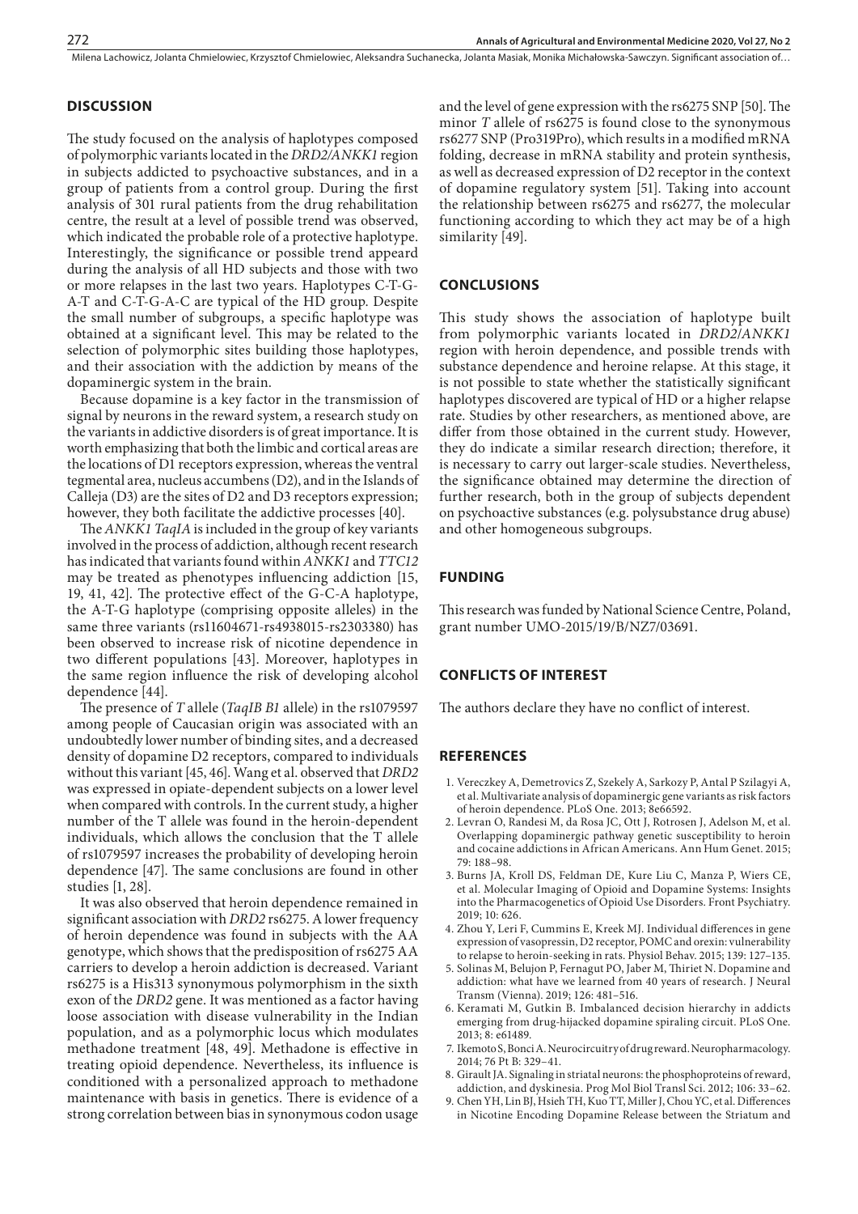## DISCUSSION

The study focused on the analysis of haplotypes composed of polymorphic variants located in the *DRD2/ANKK1* region in subjects addicted to psychoactive substances, and in a group of patients from a control group. During the first analysis of 301 rural patients from the drug rehabilitation centre, the result at a level of possible trend was observed, which indicated the probable role of a protective haplotype. Interestingly, the significance or possible trend appeard during the analysis of all HD subjects and those with two or more relapses in the last two years. Haplotypes C-T-G-A-T and C-T-G-A-C are typical of the HD group. Despite the small number of subgroups, a specific haplotype was obtained at a significant level. This may be related to the selection of polymorphic sites building those haplotypes, and their association with the addiction by means of the dopaminergic system in the brain.

Because dopamine is a key factor in the transmission of signal by neurons in the reward system, a research study on the variants in addictive disorders is of great importance. It is worth emphasizing that both the limbic and cortical areas are the locations of D1 receptors expression, whereas the ventral tegmental area, nucleus accumbens (D2), and in the Islands of Calleja (D3) are the sites of D2 and D3 receptors expression; however, they both facilitate the addictive processes [40].

The *ANKK1 TaqIA* is included in the group of key variants involved in the process of addiction, although recent research has indicated that variants found within *ANKK1* and *TTC12* may be treated as phenotypes influencing addiction [15, 19, 41, 42]. The protective effect of the G-C-A haplotype, the A-T-G haplotype (comprising opposite alleles) in the same three variants (rs11604671-rs4938015-rs2303380) has been observed to increase risk of nicotine dependence in two different populations [43]. Moreover, haplotypes in the same region influence the risk of developing alcohol dependence [44].

The presence of *T* allele (*TaqIB B1* allele) in the rs1079597 among people of Caucasian origin was associated with an undoubtedly lower number of binding sites, and a decreased density of dopamine D2 receptors, compared to individuals without this variant [45, 46]. Wang et al. observed that *DRD2* was expressed in opiate-dependent subjects on a lower level when compared with controls. In the current study, a higher number of the T allele was found in the heroin-dependent individuals, which allows the conclusion that the T allele of rs1079597 increases the probability of developing heroin dependence [47]. The same conclusions are found in other studies [1, 28].

It was also observed that heroin dependence remained in significant association with *DRD2* rs6275. A lower frequency of heroin dependence was found in subjects with the AA genotype, which shows that the predisposition of rs6275 AA carriers to develop a heroin addiction is decreased. Variant rs6275 is a His313 synonymous polymorphism in the sixth exon of the *DRD2* gene. It was mentioned as a factor having loose association with disease vulnerability in the Indian population, and as a polymorphic locus which modulates methadone treatment [48, 49]. Methadone is effective in treating opioid dependence. Nevertheless, its influence is conditioned with a personalized approach to methadone maintenance with basis in genetics. There is evidence of a strong correlation between bias in synonymous codon usage and the level of gene expression with the rs6275 SNP [50]. The minor *T* allele of rs6275 is found close to the synonymous rs6277 SNP (Pro319Pro), which results in a modified mRNA folding, decrease in mRNA stability and protein synthesis, as well as decreased expression of D2 receptor in the context of dopamine regulatory system [51]. Taking into account the relationship between rs6275 and rs6277, the molecular functioning according to which they act may be of a high similarity [49].

## CONCLUSIONS

This study shows the association of haplotype built from polymorphic variants located in *DRD2/ANKK1* region with heroin dependence, and possible trends with substance dependence and heroine relapse. At this stage, it is not possible to state whether the statistically significant haplotypes discovered are typical of HD or a higher relapse rate. Studies by other researchers, as mentioned above, are differ from those obtained in the current study. However, they do indicate a similar research direction; therefore, it is necessary to carry out larger-scale studies. Nevertheless, the significance obtained may determine the direction of further research, both in the group of subjects dependent on psychoactive substances (e.g. polysubstance drug abuse) and other homogeneous subgroups.

## FUNDING

This research was funded by National Science Centre, Poland, grant number UMO-2015/19/B/NZ7/03691.

## CONFLICTS OF INTEREST

The authors declare they have no conflict of interest.

## REFERENCES

1. Vereczkey A, Demetrovics Z, Szekely A, Sarkozy P, Antal P Szilagyi A, et al. Multivariate analysis of dopaminergic gene variants as risk factors of heroin dependence. PLoS One. 2013; 8e66592.
2. Levran O, Randesi M, da Rosa JC, Ott J, Rotrosen J, Adelson M, et al. Overlapping dopaminergic pathway genetic susceptibility to heroin and cocaine addictions in African Americans. Ann Hum Genet. 2015; 79: 188–98.
3. Burns JA, Kroll DS, Feldman DE, Kure Liu C, Manza P, Wiers CE, et al. Molecular Imaging of Opioid and Dopamine Systems: Insights into the Pharmacogenetics of Opioid Use Disorders. Front Psychiatry. 2019; 10: 626.
4. Zhou Y, Leri F, Cummins E, Kreek MJ. Individual differences in gene expression of vasopressin, D2 receptor, POMC and orexin: vulnerability to relapse to heroin-seeking in rats. Physiol Behav. 2015; 139: 127–135.
5. Solinas M, Belujon P, Fernagut PO, Jaber M, Thiriet N. Dopamine and addiction: what have we learned from 40 years of research. J Neural Transm (Vienna). 2019; 126: 481–516.
6. Keramati M, Gutkin B. Imbalanced decision hierarchy in addicts emerging from drug-hijacked dopamine spiraling circuit. PLoS One. 2013; 8: e61489.
7. Ikemoto S, Bonci A. Neurocircuitry of drug reward. Neuropharmacology. 2014; 76 Pt B: 329–41.
8. Girault JA. Signaling in striatal neurons: the phosphoproteins of reward, addiction, and dyskinesia. Prog Mol Biol Transl Sci. 2012; 106: 33–62.
9. Chen YH, Lin BJ, Hsieh TH, Kuo TT, Miller J, Chou YC, et al. Differences in Nicotine Encoding Dopamine Release between the Striatum and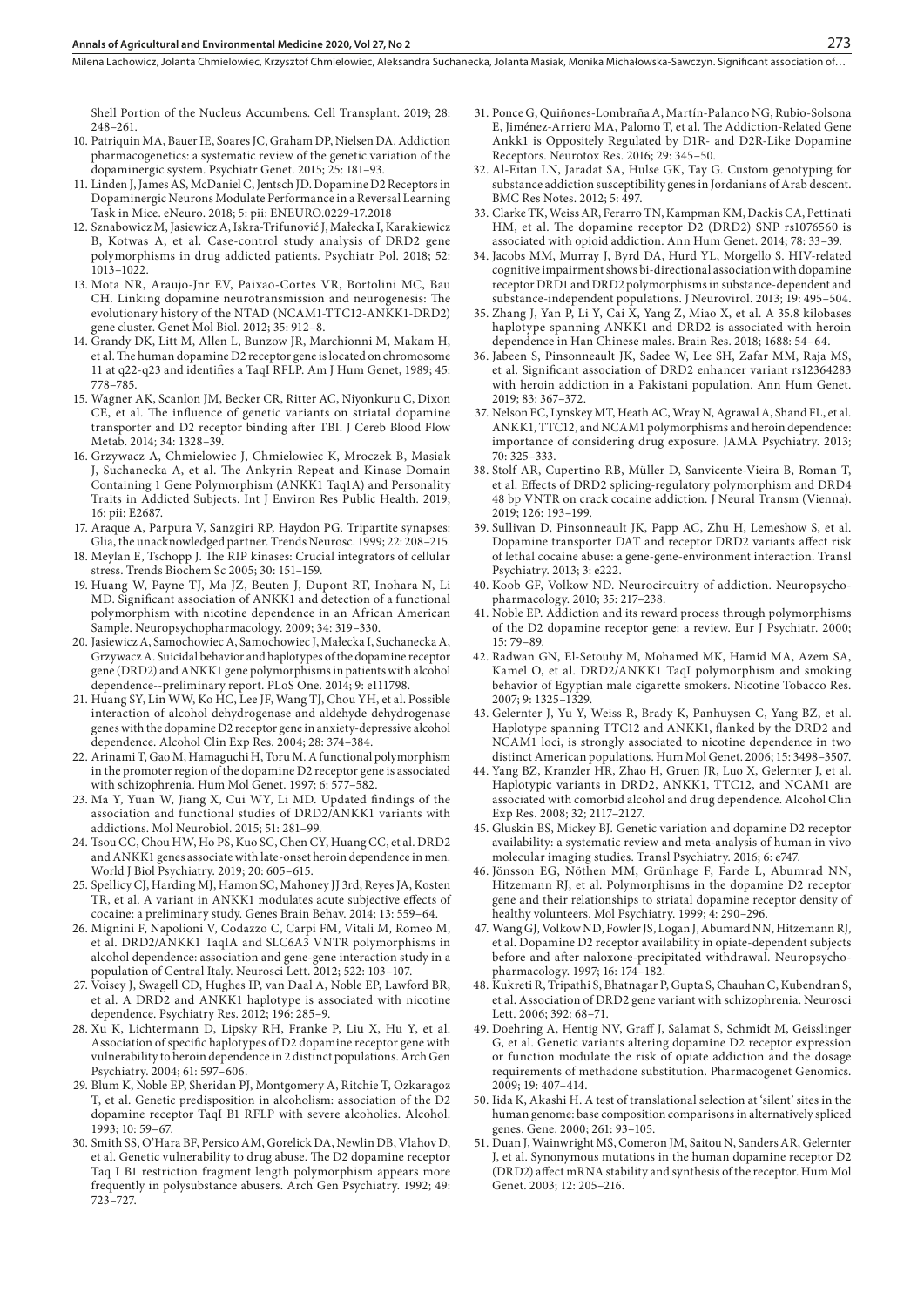Shell Portion of the Nucleus Accumbens. Cell Transplant. 2019; 28: 248–261.

10. Patriquin MA, Bauer IE, Soares JC, Graham DP, Nielsen DA. Addiction pharmacogenetics: a systematic review of the genetic variation of the dopaminergic system. Psychiatr Genet. 2015; 25: 181–93.
11. Linden J, James AS, McDaniel C, Jentsch JD. Dopamine D2 Receptors in Dopaminergic Neurons Modulate Performance in a Reversal Learning Task in Mice. eNeuro. 2018; 5: pii: ENEURO.0229-17.2018
12. Sznabowicz M, Jasiewicz A, Iskra-Trifunović J, Małecka I, Karakiewicz B, Kotwas A, et al. Case-control study analysis of DRD2 gene polymorphisms in drug addicted patients. Psychiatr Pol. 2018; 52: 1013–1022.
13. Mota NR, Araujo-Jnr EV, Paixao-Cortes VR, Bortolini MC, Bau CH. Linking dopamine neurotransmission and neurogenesis: The evolutionary history of the NTAD (NCAM1-TTC12-ANKK1-DRD2) gene cluster. Genet Mol Biol. 2012; 35: 912–8.
14. Grandy DK, Litt M, Allen L, Bunzow JR, Marchionni M, Makam H, et al. The human dopamine D2 receptor gene is located on chromosome 11 at q22-q23 and identifies a TaqI RFLP. Am J Hum Genet, 1989; 45: 778–785.
15. Wagner AK, Scanlon JM, Becker CR, Ritter AC, Niyonkuru C, Dixon CE, et al. The influence of genetic variants on striatal dopamine transporter and D2 receptor binding after TBI. J Cereb Blood Flow Metab. 2014; 34: 1328–39.
16. Grzywacz A, Chmielowiec J, Chmielowiec K, Mroczek B, Masiak J, Suchanecka A, et al. The Ankyrin Repeat and Kinase Domain Containing 1 Gene Polymorphism (ANKK1 Taq1A) and Personality Traits in Addicted Subjects. Int J Environ Res Public Health. 2019; 16: pii: E2687.
17. Araque A, Parpura V, Sanzgiri RP, Haydon PG. Tripartite synapses: Glia, the unacknowledged partner. Trends Neurosc. 1999; 22: 208–215.
18. Meylan E, Tschopp J. The RIP kinases: Crucial integrators of cellular stress. Trends Biochem Sc 2005; 30: 151–159.
19. Huang W, Payne TJ, Ma JZ, Beuten J, Dupont RT, Inohara N, Li MD. Significant association of ANKK1 and detection of a functional polymorphism with nicotine dependence in an African American Sample. Neuropsychopharmacology. 2009; 34: 319–330.
20. Jasiewicz A, Samochowiec A, Samochowiec J, Małecka I, Suchanecka A, Grzywacz A. Suicidal behavior and haplotypes of the dopamine receptor gene (DRD2) and ANKK1 gene polymorphisms in patients with alcohol dependence--preliminary report. PLoS One. 2014; 9: e111798.
21. Huang SY, Lin WW, Ko HC, Lee JF, Wang TJ, Chou YH, et al. Possible interaction of alcohol dehydrogenase and aldehyde dehydrogenase genes with the dopamine D2 receptor gene in anxiety-depressive alcohol dependence. Alcohol Clin Exp Res. 2004; 28: 374–384.
22. Arinami T, Gao M, Hamaguchi H, Toru M. A functional polymorphism in the promoter region of the dopamine D2 receptor gene is associated with schizophrenia. Hum Mol Genet. 1997; 6: 577–582.
23. Ma Y, Yuan W, Jiang X, Cui WY, Li MD. Updated findings of the association and functional studies of DRD2/ANKK1 variants with addictions. Mol Neurobiol. 2015; 51: 281–99.
24. Tsou CC, Chou HW, Ho PS, Kuo SC, Chen CY, Huang CC, et al. DRD2 and ANKK1 genes associate with late-onset heroin dependence in men. World J Biol Psychiatry. 2019; 20: 605–615.
25. Spellicy CJ, Harding MJ, Hamon SC, Mahoney JJ 3rd, Reyes JA, Kosten TR, et al. A variant in ANKK1 modulates acute subjective effects of cocaine: a preliminary study. Genes Brain Behav. 2014; 13: 559–64.
26. Mignini F, Napolioni V, Codazzo C, Carpi FM, Vitali M, Romeo M, et al. DRD2/ANKK1 TaqIA and SLC6A3 VNTR polymorphisms in alcohol dependence: association and gene-gene interaction study in a population of Central Italy. Neurosci Lett. 2012; 522: 103–107.
27. Voisey J, Swagell CD, Hughes IP, van Daal A, Noble EP, Lawford BR, et al. A DRD2 and ANKK1 haplotype is associated with nicotine dependence. Psychiatry Res. 2012; 196: 285–9.
28. Xu K, Lichtermann D, Lipsky RH, Franke P, Liu X, Hu Y, et al. Association of specific haplotypes of D2 dopamine receptor gene with vulnerability to heroin dependence in 2 distinct populations. Arch Gen Psychiatry. 2004; 61: 597–606.
29. Blum K, Noble EP, Sheridan PJ, Montgomery A, Ritchie T, Ozkaragoz T, et al. Genetic predisposition in alcoholism: association of the D2 dopamine receptor TaqI B1 RFLP with severe alcoholics. Alcohol. 1993; 10: 59–67.
30. Smith SS, O'Hara BF, Persico AM, Gorelick DA, Newlin DB, Vlahov D, et al. Genetic vulnerability to drug abuse. The D2 dopamine receptor Taq I B1 restriction fragment length polymorphism appears more frequently in polysubstance abusers. Arch Gen Psychiatry. 1992; 49: 723–727.
31. Ponce G, Quiñones-Lombraña A, Martín-Palanco NG, Rubio-Solsona E, Jiménez-Arriero MA, Palomo T, et al. The Addiction-Related Gene Ankk1 is Oppositely Regulated by D1R- and D2R-Like Dopamine Receptors. Neurotox Res. 2016; 29: 345–50.
32. Al-Eitan LN, Jaradat SA, Hulse GK, Tay G. Custom genotyping for substance addiction susceptibility genes in Jordanians of Arab descent. BMC Res Notes. 2012; 5: 497.
33. Clarke TK, Weiss AR, Ferarro TN, Kampman KM, Dackis CA, Pettinati HM, et al. The dopamine receptor D2 (DRD2) SNP rs1076560 is associated with opioid addiction. Ann Hum Genet. 2014; 78: 33–39.
34. Jacobs MM, Murray J, Byrd DA, Hurd YL, Morgello S. HIV-related cognitive impairment shows bi-directional association with dopamine receptor DRD1 and DRD2 polymorphisms in substance-dependent and substance-independent populations. J Neurovirol. 2013; 19: 495–504.
35. Zhang J, Yan P, Li Y, Cai X, Yang Z, Miao X, et al. A 35.8 kilobases haplotype spanning ANKK1 and DRD2 is associated with heroin dependence in Han Chinese males. Brain Res. 2018; 1688: 54–64.
36. Jabeen S, Pinsonneault JK, Sadee W, Lee SH, Zafar MM, Raja MS, et al. Significant association of DRD2 enhancer variant rs12364283 with heroin addiction in a Pakistani population. Ann Hum Genet. 2019; 83: 367–372.
37. Nelson EC, Lynskey MT, Heath AC, Wray N, Agrawal A, Shand FL, et al. ANKK1, TTC12, and NCAM1 polymorphisms and heroin dependence: importance of considering drug exposure. JAMA Psychiatry. 2013; 70: 325–333.
38. Stolf AR, Cupertino RB, Müller D, Sanvicente-Vieira B, Roman T, et al. Effects of DRD2 splicing-regulatory polymorphism and DRD4 48 bp VNTR on crack cocaine addiction. J Neural Transm (Vienna). 2019; 126: 193–199.
39. Sullivan D, Pinsonneault JK, Papp AC, Zhu H, Lemeshow S, et al. Dopamine transporter DAT and receptor DRD2 variants affect risk of lethal cocaine abuse: a gene-gene-environment interaction. Transl Psychiatry. 2013; 3: e222.
40. Koob GF, Volkow ND. Neurocircuitry of addiction. Neuropsychopharmacology. 2010; 35: 217–238.
41. Noble EP. Addiction and its reward process through polymorphisms of the D2 dopamine receptor gene: a review. Eur J Psychiatr. 2000; 15: 79–89.
42. Radwan GN, El-Setouhy M, Mohamed MK, Hamid MA, Azem SA, Kamel O, et al. DRD2/ANKK1 TaqI polymorphism and smoking behavior of Egyptian male cigarette smokers. Nicotine Tobacco Res. 2007; 9: 1325–1329.
43. Gelernter J, Yu Y, Weiss R, Brady K, Panhuysen C, Yang BZ, et al. Haplotype spanning TTC12 and ANKK1, flanked by the DRD2 and NCAM1 loci, is strongly associated to nicotine dependence in two distinct American populations. Hum Mol Genet. 2006; 15: 3498–3507.
44. Yang BZ, Kranzler HR, Zhao H, Gruen JR, Luo X, Gelernter J, et al. Haplotypic variants in DRD2, ANKK1, TTC12, and NCAM1 are associated with comorbid alcohol and drug dependence. Alcohol Clin Exp Res. 2008; 32; 2117–2127.
45. Gluskin BS, Mickey BJ. Genetic variation and dopamine D2 receptor availability: a systematic review and meta-analysis of human in vivo molecular imaging studies. Transl Psychiatry. 2016; 6: e747.
46. Jönsson EG, Nöthen MM, Grünhage F, Farde L, Abumrad NN, Hitzemann RJ, et al. Polymorphisms in the dopamine D2 receptor gene and their relationships to striatal dopamine receptor density of healthy volunteers. Mol Psychiatry. 1999; 4: 290–296.
47. Wang GJ, Volkow ND, Fowler JS, Logan J, Abumard NN, Hitzemann RJ, et al. Dopamine D2 receptor availability in opiate-dependent subjects before and after naloxone-precipitated withdrawal. Neuropsychopharmacology. 1997; 16: 174–182.
48. Kukreti R, Tripathi S, Bhatnagar P, Gupta S, Chauhan C, Kubendran S, et al. Association of DRD2 gene variant with schizophrenia. Neurosci Lett. 2006; 392: 68–71.
49. Doehring A, Hentig NV, Graff J, Salamat S, Schmidt M, Geisslinger G, et al. Genetic variants altering dopamine D2 receptor expression or function modulate the risk of opiate addiction and the dosage requirements of methadone substitution. Pharmacogenet Genomics. 2009; 19: 407–414.
50. Iida K, Akashi H. A test of translational selection at 'silent' sites in the human genome: base composition comparisons in alternatively spliced genes. Gene. 2000; 261: 93–105.
51. Duan J, Wainwright MS, Comeron JM, Saitou N, Sanders AR, Gelernter J, et al. Synonymous mutations in the human dopamine receptor D2 (DRD2) affect mRNA stability and synthesis of the receptor. Hum Mol Genet. 2003; 12: 205–216.